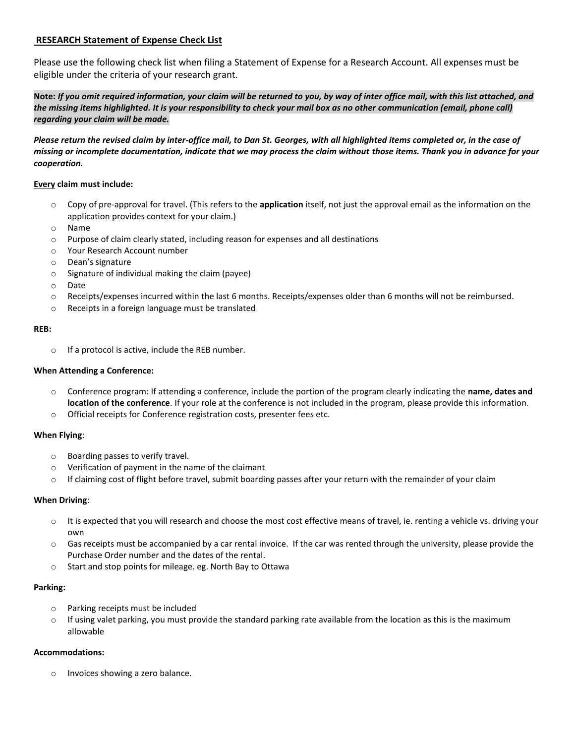# **RESEARCH Statement of Expense Check List**

Please use the following check list when filing a Statement of Expense for a Research Account. All expenses must be eligible under the criteria of your research grant.

**Note:** ***If you omit required information, your claim will be returned to you, by way of inter office mail, with this list attached, and the missing items highlighted. It is your responsibility to check your mail box as no other communication (email, phone call) regarding your claim will be made.***

***Please return the revised claim by inter-office mail, to Dan St. Georges, with all highlighted items completed or, in the case of missing or incomplete documentation, indicate that we may process the claim without those items. Thank you in advance for your cooperation.***

**Every claim must include:**

- Copy of pre-approval for travel. (This refers to the **application** itself, not just the approval email as the information on the application provides context for your claim.)
- Name
- Purpose of claim clearly stated, including reason for expenses and all destinations
- Your Research Account number
- Dean's signature
- Signature of individual making the claim (payee)
- Date
- Receipts/expenses incurred within the last 6 months. Receipts/expenses older than 6 months will not be reimbursed.
- Receipts in a foreign language must be translated

**REB:**

- If a protocol is active, include the REB number.

**When Attending a Conference:**

- Conference program: If attending a conference, include the portion of the program clearly indicating the **name, dates and location of the conference**. If your role at the conference is not included in the program, please provide this information.
- Official receipts for Conference registration costs, presenter fees etc.

**When Flying**:

- Boarding passes to verify travel.
- Verification of payment in the name of the claimant
- If claiming cost of flight before travel, submit boarding passes after your return with the remainder of your claim

**When Driving**:

- It is expected that you will research and choose the most cost effective means of travel, ie. renting a vehicle vs. driving your own
- Gas receipts must be accompanied by a car rental invoice. If the car was rented through the university, please provide the Purchase Order number and the dates of the rental.
- Start and stop points for mileage. eg. North Bay to Ottawa

**Parking:**

- Parking receipts must be included
- If using valet parking, you must provide the standard parking rate available from the location as this is the maximum allowable

**Accommodations:**

- Invoices showing a zero balance.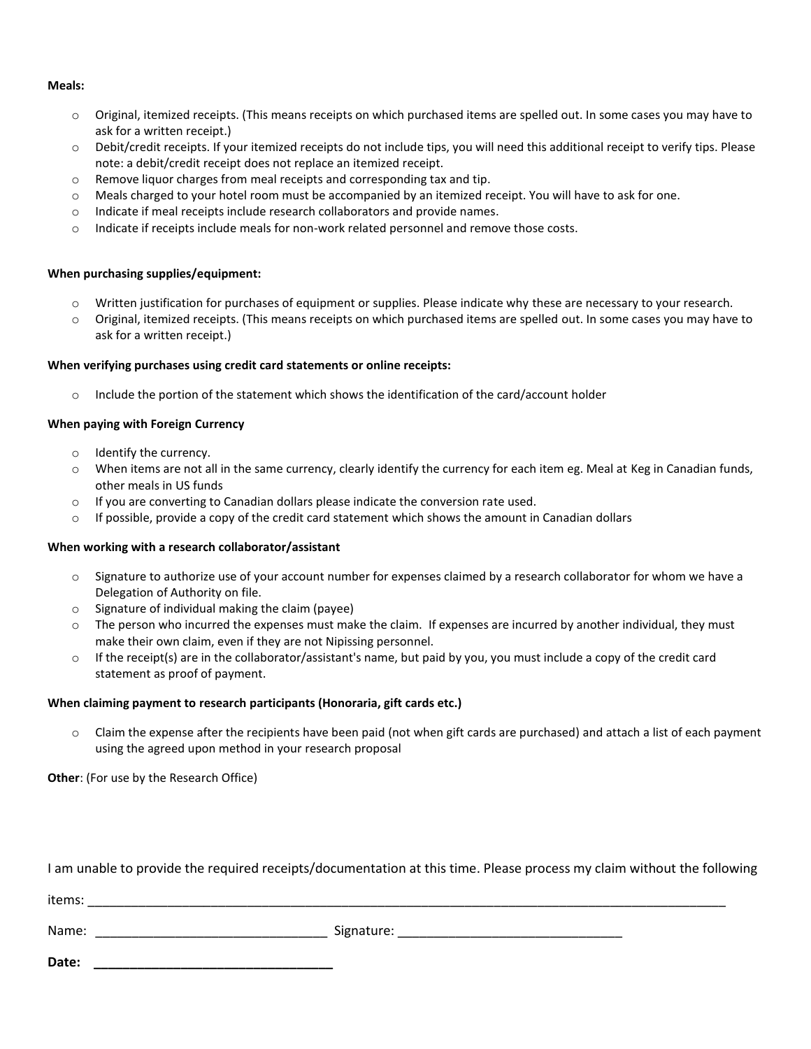**Meals:**

- Original, itemized receipts. (This means receipts on which purchased items are spelled out. In some cases you may have to ask for a written receipt.)
- Debit/credit receipts. If your itemized receipts do not include tips, you will need this additional receipt to verify tips. Please note: a debit/credit receipt does not replace an itemized receipt.
- Remove liquor charges from meal receipts and corresponding tax and tip.
- Meals charged to your hotel room must be accompanied by an itemized receipt. You will have to ask for one.
- Indicate if meal receipts include research collaborators and provide names.
- Indicate if receipts include meals for non-work related personnel and remove those costs.

**When purchasing supplies/equipment:**

- Written justification for purchases of equipment or supplies. Please indicate why these are necessary to your research.
- Original, itemized receipts. (This means receipts on which purchased items are spelled out. In some cases you may have to ask for a written receipt.)

**When verifying purchases using credit card statements or online receipts:**

- Include the portion of the statement which shows the identification of the card/account holder

**When paying with Foreign Currency**

- Identify the currency.
- When items are not all in the same currency, clearly identify the currency for each item eg. Meal at Keg in Canadian funds, other meals in US funds
- If you are converting to Canadian dollars please indicate the conversion rate used.
- If possible, provide a copy of the credit card statement which shows the amount in Canadian dollars

**When working with a research collaborator/assistant**

- Signature to authorize use of your account number for expenses claimed by a research collaborator for whom we have a Delegation of Authority on file.
- Signature of individual making the claim (payee)
- The person who incurred the expenses must make the claim. If expenses are incurred by another individual, they must make their own claim, even if they are not Nipissing personnel.
- If the receipt(s) are in the collaborator/assistant's name, but paid by you, you must include a copy of the credit card statement as proof of payment.

**When claiming payment to research participants (Honoraria, gift cards etc.)**

- Claim the expense after the recipients have been paid (not when gift cards are purchased) and attach a list of each payment using the agreed upon method in your research proposal

**Other**: (For use by the Research Office)

I am unable to provide the required receipts/documentation at this time. Please process my claim without the following

items: ______________________________________________________________________________

Name: ______________________________ Signature: ______________________________

**Date:** ______________________________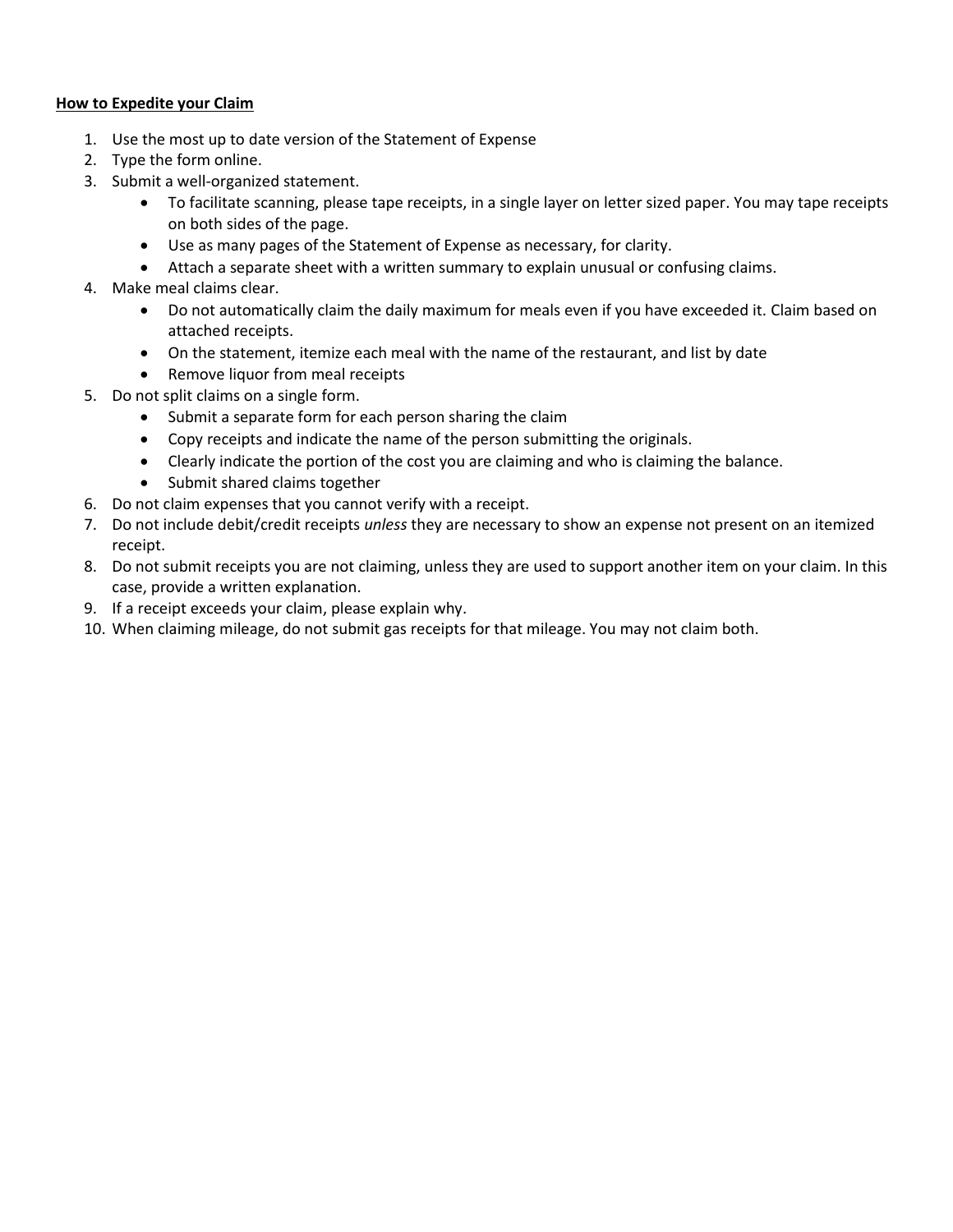**How to Expedite your Claim**

1. Use the most up to date version of the Statement of Expense
2. Type the form online.
3. Submit a well-organized statement.
   - To facilitate scanning, please tape receipts, in a single layer on letter sized paper. You may tape receipts on both sides of the page.
   - Use as many pages of the Statement of Expense as necessary, for clarity.
   - Attach a separate sheet with a written summary to explain unusual or confusing claims.
4. Make meal claims clear.
   - Do not automatically claim the daily maximum for meals even if you have exceeded it. Claim based on attached receipts.
   - On the statement, itemize each meal with the name of the restaurant, and list by date
   - Remove liquor from meal receipts
5. Do not split claims on a single form.
   - Submit a separate form for each person sharing the claim
   - Copy receipts and indicate the name of the person submitting the originals.
   - Clearly indicate the portion of the cost you are claiming and who is claiming the balance.
   - Submit shared claims together
6. Do not claim expenses that you cannot verify with a receipt.
7. Do not include debit/credit receipts *unless* they are necessary to show an expense not present on an itemized receipt.
8. Do not submit receipts you are not claiming, unless they are used to support another item on your claim. In this case, provide a written explanation.
9. If a receipt exceeds your claim, please explain why.
10. When claiming mileage, do not submit gas receipts for that mileage. You may not claim both.